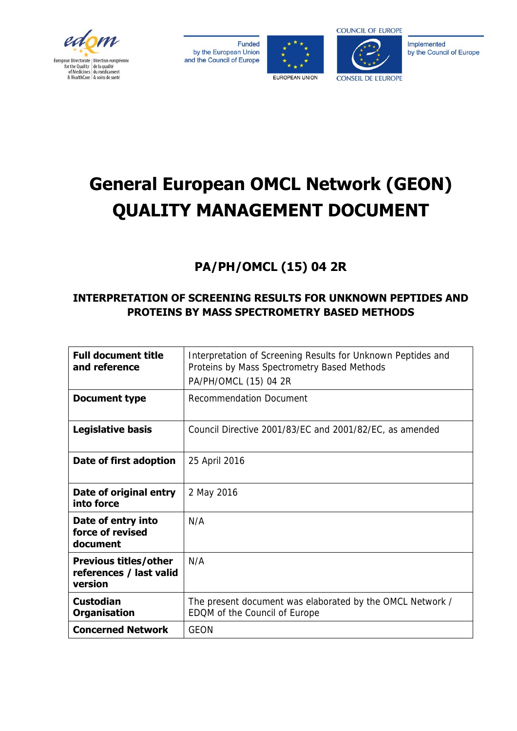European Directorate for the Quality of Medicines & HealthCare | Direction européenne de la qualité du médicament & soins de santé

Funded by the European Union and the Council of Europe

EUROPEAN UNION

COUNCIL OF EUROPE / CONSEIL DE L'EUROPE

Implemented by the Council of Europe

# General European OMCL Network (GEON) QUALITY MANAGEMENT DOCUMENT

## PA/PH/OMCL (15) 04 2R

### INTERPRETATION OF SCREENING RESULTS FOR UNKNOWN PEPTIDES AND PROTEINS BY MASS SPECTROMETRY BASED METHODS

| | |
|---|---|
| **Full document title and reference** | Interpretation of Screening Results for Unknown Peptides and Proteins by Mass Spectrometry Based Methods<br>PA/PH/OMCL (15) 04 2R |
| **Document type** | Recommendation Document |
| **Legislative basis** | Council Directive 2001/83/EC and 2001/82/EC, as amended |
| **Date of first adoption** | 25 April 2016 |
| **Date of original entry into force** | 2 May 2016 |
| **Date of entry into force of revised document** | N/A |
| **Previous titles/other references / last valid version** | N/A |
| **Custodian Organisation** | The present document was elaborated by the OMCL Network / EDQM of the Council of Europe |
| **Concerned Network** | GEON |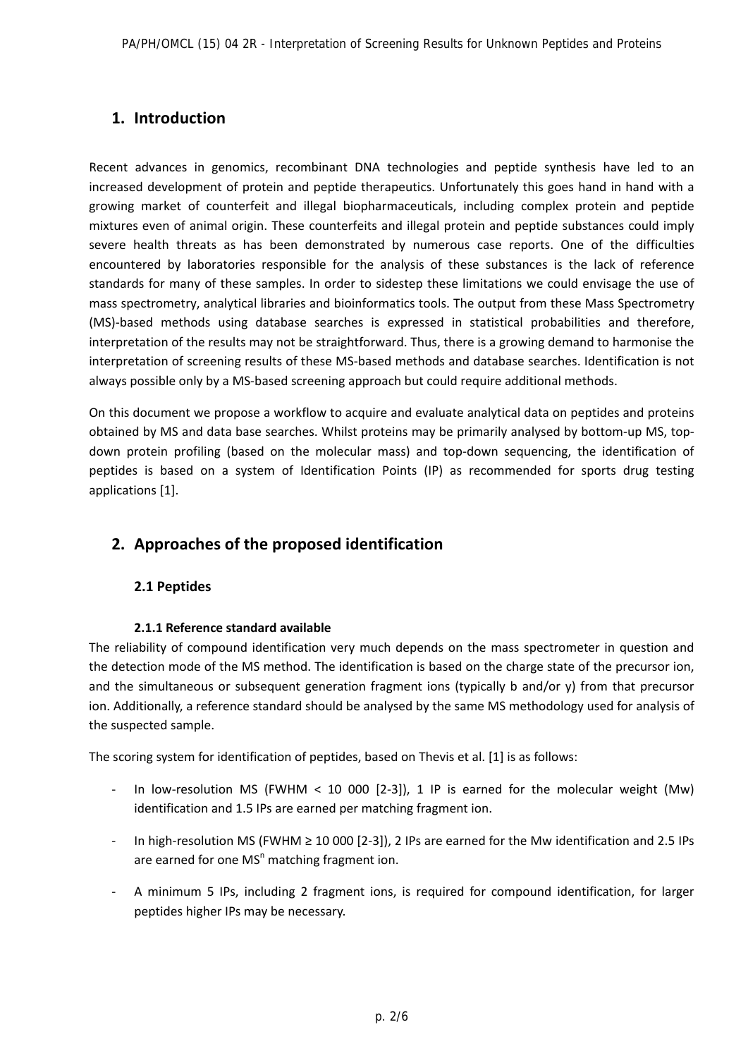# 1. Introduction

Recent advances in genomics, recombinant DNA technologies and peptide synthesis have led to an increased development of protein and peptide therapeutics. Unfortunately this goes hand in hand with a growing market of counterfeit and illegal biopharmaceuticals, including complex protein and peptide mixtures even of animal origin. These counterfeits and illegal protein and peptide substances could imply severe health threats as has been demonstrated by numerous case reports. One of the difficulties encountered by laboratories responsible for the analysis of these substances is the lack of reference standards for many of these samples. In order to sidestep these limitations we could envisage the use of mass spectrometry, analytical libraries and bioinformatics tools. The output from these Mass Spectrometry (MS)-based methods using database searches is expressed in statistical probabilities and therefore, interpretation of the results may not be straightforward. Thus, there is a growing demand to harmonise the interpretation of screening results of these MS-based methods and database searches. Identification is not always possible only by a MS-based screening approach but could require additional methods.

On this document we propose a workflow to acquire and evaluate analytical data on peptides and proteins obtained by MS and data base searches. Whilst proteins may be primarily analysed by bottom-up MS, top-down protein profiling (based on the molecular mass) and top-down sequencing, the identification of peptides is based on a system of Identification Points (IP) as recommended for sports drug testing applications [1].

# 2. Approaches of the proposed identification

## 2.1 Peptides

### 2.1.1 Reference standard available

The reliability of compound identification very much depends on the mass spectrometer in question and the detection mode of the MS method. The identification is based on the charge state of the precursor ion, and the simultaneous or subsequent generation fragment ions (typically b and/or y) from that precursor ion. Additionally, a reference standard should be analysed by the same MS methodology used for analysis of the suspected sample.

The scoring system for identification of peptides, based on Thevis et al. [1] is as follows:

- In low-resolution MS (FWHM < 10 000 [2-3]), 1 IP is earned for the molecular weight (Mw) identification and 1.5 IPs are earned per matching fragment ion.
- In high-resolution MS (FWHM ≥ 10 000 [2-3]), 2 IPs are earned for the Mw identification and 2.5 IPs are earned for one $MS^n$ matching fragment ion.
- A minimum 5 IPs, including 2 fragment ions, is required for compound identification, for larger peptides higher IPs may be necessary.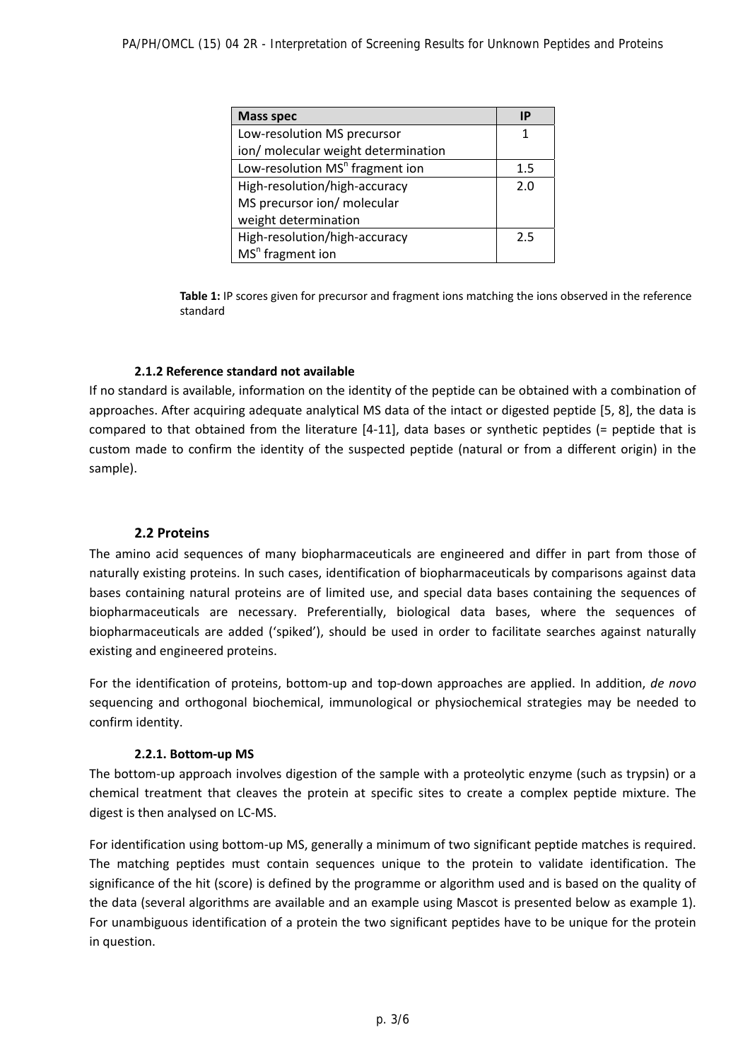| Mass spec | IP |
|---|---|
| Low-resolution MS precursor ion/ molecular weight determination | 1 |
| Low-resolution $MS^n$ fragment ion | 1.5 |
| High-resolution/high-accuracy MS precursor ion/ molecular weight determination | 2.0 |
| High-resolution/high-accuracy $MS^n$ fragment ion | 2.5 |

**Table 1:** IP scores given for precursor and fragment ions matching the ions observed in the reference standard

#### 2.1.2 Reference standard not available

If no standard is available, information on the identity of the peptide can be obtained with a combination of approaches. After acquiring adequate analytical MS data of the intact or digested peptide [5, 8], the data is compared to that obtained from the literature [4-11], data bases or synthetic peptides (= peptide that is custom made to confirm the identity of the suspected peptide (natural or from a different origin) in the sample).

### 2.2 Proteins

The amino acid sequences of many biopharmaceuticals are engineered and differ in part from those of naturally existing proteins. In such cases, identification of biopharmaceuticals by comparisons against data bases containing natural proteins are of limited use, and special data bases containing the sequences of biopharmaceuticals are necessary. Preferentially, biological data bases, where the sequences of biopharmaceuticals are added ('spiked'), should be used in order to facilitate searches against naturally existing and engineered proteins.

For the identification of proteins, bottom-up and top-down approaches are applied. In addition, *de novo* sequencing and orthogonal biochemical, immunological or physiochemical strategies may be needed to confirm identity.

#### 2.2.1. Bottom-up MS

The bottom-up approach involves digestion of the sample with a proteolytic enzyme (such as trypsin) or a chemical treatment that cleaves the protein at specific sites to create a complex peptide mixture. The digest is then analysed on LC-MS.

For identification using bottom-up MS, generally a minimum of two significant peptide matches is required. The matching peptides must contain sequences unique to the protein to validate identification. The significance of the hit (score) is defined by the programme or algorithm used and is based on the quality of the data (several algorithms are available and an example using Mascot is presented below as example 1). For unambiguous identification of a protein the two significant peptides have to be unique for the protein in question.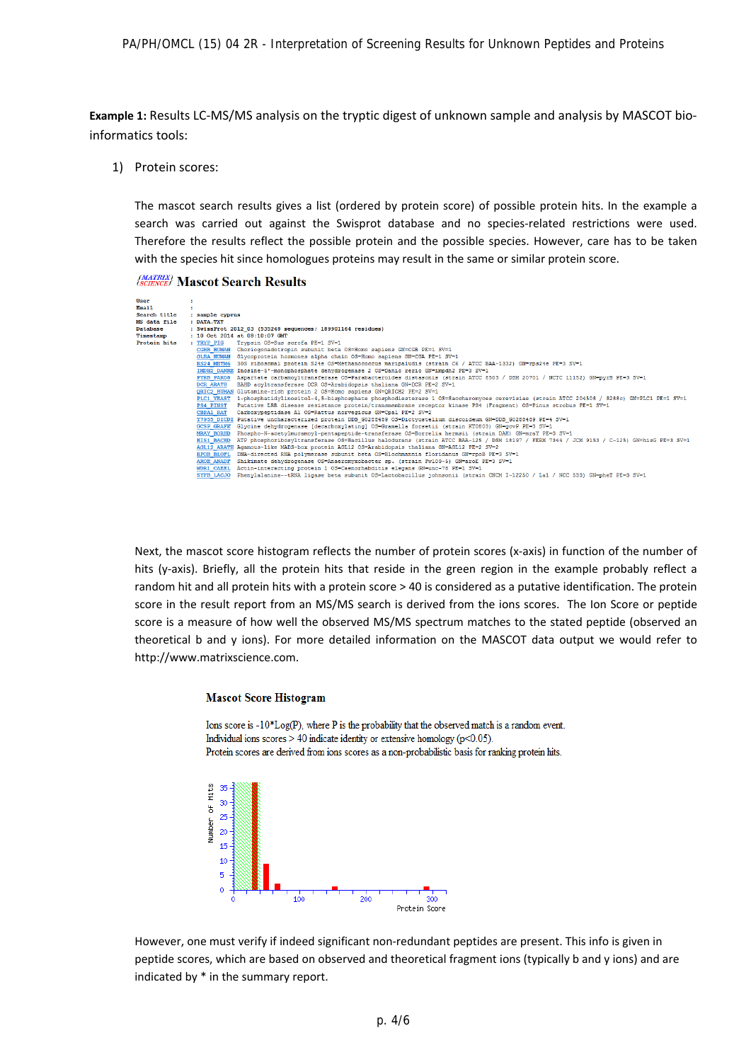**Example 1:** Results LC-MS/MS analysis on the tryptic digest of unknown sample and analysis by MASCOT bio-informatics tools:

1) Protein scores:

The mascot search results gives a list (ordered by protein score) of possible protein hits. In the example a search was carried out against the Swisprot database and no species-related restrictions were used. Therefore the results reflect the possible protein and the possible species. However, care has to be taken with the species hit since homologues proteins may result in the same or similar protein score.

**Mascot Search Results**

```
User          :
Email         :
Search title  : sample cyprus
MS data file  : DATA.TXT
Database      : SwissProt 2012_03 (535248 sequences; 189901164 residues)
Timestamp     : 10 Oct 2014 at 08:10:07 GMT
Protein hits  : TRYP_PIG      Trypsin OS=Sus scrofa PE=1 SV=1
                CGHB_HUMAN    Choriogonadotropin subunit beta OS=Homo sapiens GN=CGB PE=1 SV=1
                GLHA_HUMAN    Glycoprotein hormones alpha chain OS=Homo sapiens GN=CGA PE=1 SV=1
                RS24_METM6    30S ribosomal protein S24e OS=Methanococcus maripaludis (strain C6 / ATCC BAA-1332) GN=rps24e PE=3 SV=1
                IMDH2_DANRE   Inosine-5'-monophosphate dehydrogenase 2 OS=Danio rerio GN=impdh2 PE=3 SV=1
                PYRB_PARD8    Aspartate carbamoyltransferase OS=Parabacteroides distasonis (strain ATCC 8503 / DSM 20701 / NCTC 11152) GN=pyrB PE=3 SV=1
                DCR_ARATH     BAHD acyltransferase DCR OS=Arabidopsis thaliana GN=DCR PE=2 SV=1
                QRIC2_HUMAN   Glutamine-rich protein 2 OS=Homo sapiens GN=QRICH2 PE=2 SV=1
                PLC1_YEAST    1-phosphatidylinositol-4,5-bisphosphate phosphodiesterase 1 OS=Saccharomyces cerevisiae (strain ATCC 204508 / S288c) GN=PLC1 PE=1 SV=1
                PS4_PINST     Putative LRR disease resistance protein/transmembrane receptor kinase PS4 (Fragment) OS=Pinus strobus PE=1 SV=1
                CBPA1_RAT     Carboxypeptidase A1 OS=Rattus norvegicus GN=Cpa1 PE=2 SV=2
                Y7955_DICDI   Putative uncharacterized protein DDB_G0280459 OS=Dictyostelium discoideum GN=DDB_G0280459 PE=4 SV=1
                GCSP_GRAFK    Glycine dehydrogenase [decarboxylating] OS=Gramella forsetii (strain KT0803) GN=gcvP PE=3 SV=1
                MRAY_BORHD    Phospho-N-acetylmuramoyl-pentapeptide-transferase OS=Borrelia hermsii (strain DAH) GN=mraY PE=3 SV=1
                HIS1_BACHD    ATP phosphoribosyltransferase OS=Bacillus halodurans (strain ATCC BAA-125 / DSM 18197 / FERM 7344 / JCM 9153 / C-125) GN=hisG PE=3 SV=1
                AGL12_ARATH   Agamous-like MADS-box protein AGL12 OS=Arabidopsis thaliana GN=AGL12 PE=2 SV=2
                RPOB_BLOFL    DNA-directed RNA polymerase subunit beta OS=Blochmannia floridanus GN=rpoB PE=3 SV=1
                AROE_ANADF    Shikimate dehydrogenase OS=Anaeromyxobacter sp. (strain Fw109-5) GN=aroE PE=3 SV=1
                UNC76_CAEEL   Actin-interacting protein 1 OS=Caenorhabditis elegans GN=unc-78 PE=1 SV=1
                SYFB_LACJO    Phenylalanine--tRNA ligase beta subunit OS=Lactobacillus johnsonii (strain CNCM I-12250 / La1 / NCC 533) GN=pheT PE=3 SV=1
```

Next, the mascot score histogram reflects the number of protein scores (x-axis) in function of the number of hits (y-axis). Briefly, all the protein hits that reside in the green region in the example probably reflect a random hit and all protein hits with a protein score > 40 is considered as a putative identification. The protein score in the result report from an MS/MS search is derived from the ions scores. The Ion Score or peptide score is a measure of how well the observed MS/MS spectrum matches to the stated peptide (observed an theoretical b and y ions). For more detailed information on the MASCOT data output we would refer to http://www.matrixscience.com.

**Mascot Score Histogram**

Ions score is -10*Log(P), where P is the probability that the observed match is a random event.
Individual ions scores > 40 indicate identity or extensive homology (p<0.05).
Protein scores are derived from ions scores as a non-probabilistic basis for ranking protein hits.

However, one must verify if indeed significant non-redundant peptides are present. This info is given in peptide scores, which are based on observed and theoretical fragment ions (typically b and y ions) and are indicated by * in the summary report.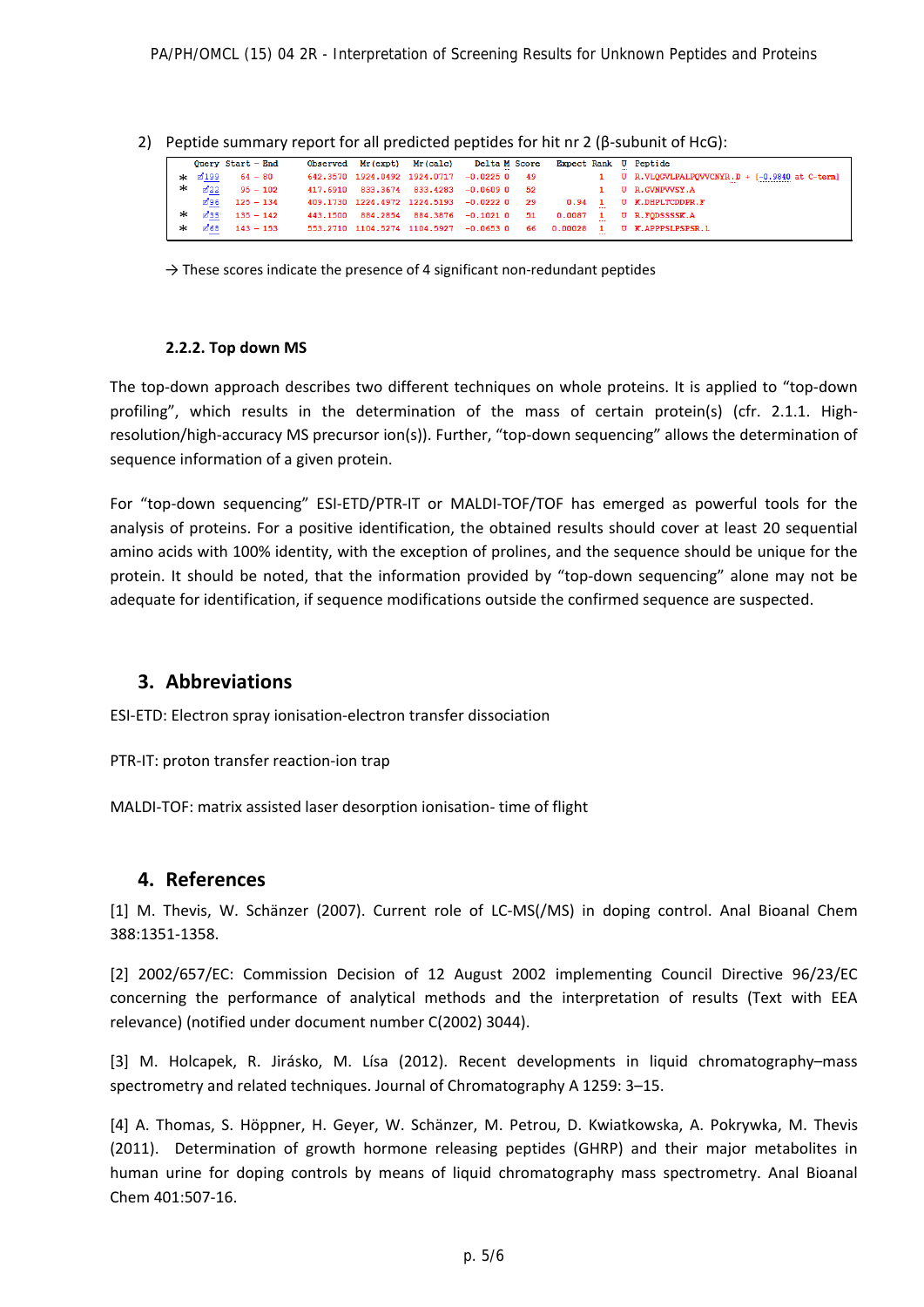2) Peptide summary report for all predicted peptides for hit nr 2 (β-subunit of HcG):

| | Query | Start – End | Observed | Mr(expt) | Mr(calc) | Delta | M | Score | Expect | Rank | U | Peptide |
|---|---|---|---|---|---|---|---|---|---|---|---|---|
| * | 199 | 64 – 80 | 642.3570 | 1924.0492 | 1924.0717 | -0.0225 | 0 | 49 | | 1 | U | R.VLQGVLPALPQVVCNYR.D + [-0.9840 at C-term] |
| * | 22 | 95 – 102 | 417.6910 | 833.3674 | 833.4283 | -0.0609 | 0 | 52 | | 1 | U | R.GVNPVVSY.A |
| | 96 | 125 – 134 | 409.1730 | 1224.4972 | 1224.5193 | -0.0222 | 0 | 29 | 0.94 | 1 | U | K.DHPLTCDDPR.F |
| * | 35 | 135 – 142 | 443.1500 | 884.2854 | 884.3876 | -0.1021 | 0 | 51 | 0.0087 | 1 | U | R.FQDSSSSK.A |
| * | 68 | 143 – 153 | 553.2710 | 1104.5274 | 1104.5927 | -0.0653 | 0 | 66 | 0.00028 | 1 | U | K.APPPSLPSPSR.L |

→ These scores indicate the presence of 4 significant non-redundant peptides

#### 2.2.2. Top down MS

The top-down approach describes two different techniques on whole proteins. It is applied to "top-down profiling", which results in the determination of the mass of certain protein(s) (cfr. 2.1.1. High-resolution/high-accuracy MS precursor ion(s)). Further, "top-down sequencing" allows the determination of sequence information of a given protein.

For "top-down sequencing" ESI-ETD/PTR-IT or MALDI-TOF/TOF has emerged as powerful tools for the analysis of proteins. For a positive identification, the obtained results should cover at least 20 sequential amino acids with 100% identity, with the exception of prolines, and the sequence should be unique for the protein. It should be noted, that the information provided by "top-down sequencing" alone may not be adequate for identification, if sequence modifications outside the confirmed sequence are suspected.

## 3. Abbreviations

ESI-ETD: Electron spray ionisation-electron transfer dissociation

PTR-IT: proton transfer reaction-ion trap

MALDI-TOF: matrix assisted laser desorption ionisation- time of flight

## 4. References

[1] M. Thevis, W. Schänzer (2007). Current role of LC-MS(/MS) in doping control. Anal Bioanal Chem 388:1351-1358.

[2] 2002/657/EC: Commission Decision of 12 August 2002 implementing Council Directive 96/23/EC concerning the performance of analytical methods and the interpretation of results (Text with EEA relevance) (notified under document number C(2002) 3044).

[3] M. Holcapek, R. Jirásko, M. Lísa (2012). Recent developments in liquid chromatography–mass spectrometry and related techniques. Journal of Chromatography A 1259: 3–15.

[4] A. Thomas, S. Höppner, H. Geyer, W. Schänzer, M. Petrou, D. Kwiatkowska, A. Pokrywka, M. Thevis (2011). Determination of growth hormone releasing peptides (GHRP) and their major metabolites in human urine for doping controls by means of liquid chromatography mass spectrometry. Anal Bioanal Chem 401:507-16.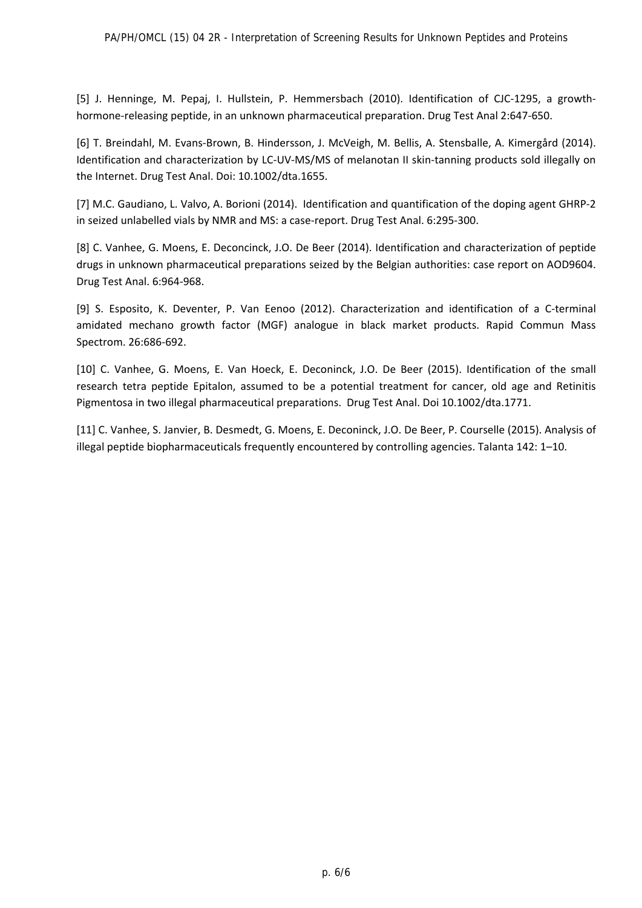[5] J. Henninge, M. Pepaj, I. Hullstein, P. Hemmersbach (2010). Identification of CJC-1295, a growth-hormone-releasing peptide, in an unknown pharmaceutical preparation. Drug Test Anal 2:647-650.

[6] T. Breindahl, M. Evans-Brown, B. Hindersson, J. McVeigh, M. Bellis, A. Stensballe, A. Kimergård (2014). Identification and characterization by LC-UV-MS/MS of melanotan II skin-tanning products sold illegally on the Internet. Drug Test Anal. Doi: 10.1002/dta.1655.

[7] M.C. Gaudiano, L. Valvo, A. Borioni (2014). Identification and quantification of the doping agent GHRP-2 in seized unlabelled vials by NMR and MS: a case-report. Drug Test Anal. 6:295-300.

[8] C. Vanhee, G. Moens, E. Deconcinck, J.O. De Beer (2014). Identification and characterization of peptide drugs in unknown pharmaceutical preparations seized by the Belgian authorities: case report on AOD9604. Drug Test Anal. 6:964-968.

[9] S. Esposito, K. Deventer, P. Van Eenoo (2012). Characterization and identification of a C-terminal amidated mechano growth factor (MGF) analogue in black market products. Rapid Commun Mass Spectrom. 26:686-692.

[10] C. Vanhee, G. Moens, E. Van Hoeck, E. Deconinck, J.O. De Beer (2015). Identification of the small research tetra peptide Epitalon, assumed to be a potential treatment for cancer, old age and Retinitis Pigmentosa in two illegal pharmaceutical preparations. Drug Test Anal. Doi 10.1002/dta.1771.

[11] C. Vanhee, S. Janvier, B. Desmedt, G. Moens, E. Deconinck, J.O. De Beer, P. Courselle (2015). Analysis of illegal peptide biopharmaceuticals frequently encountered by controlling agencies. Talanta 142: 1–10.